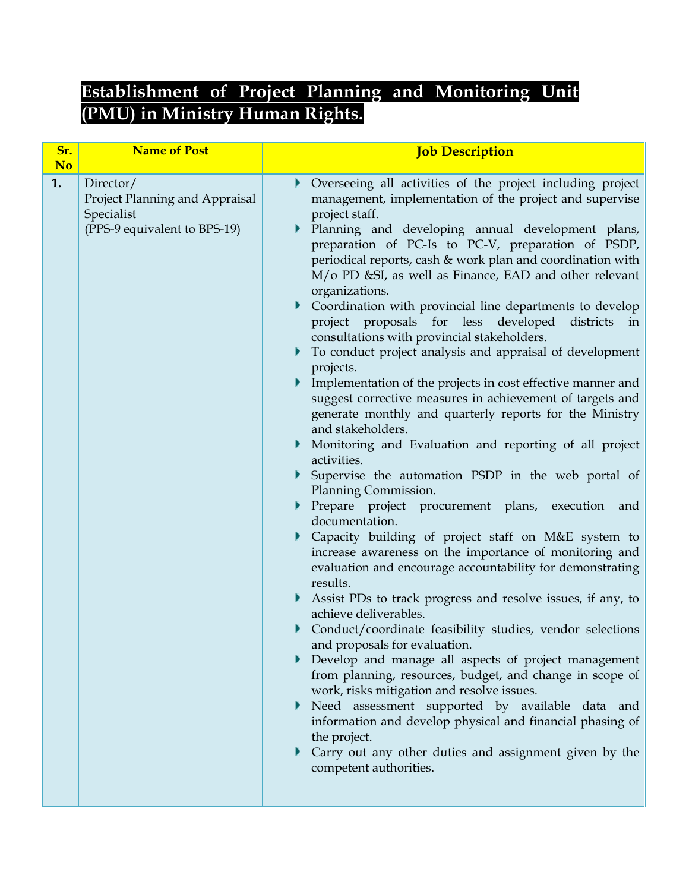# Establishment of Project Planning and Monitoring Unit (PMU) in Ministry Human Rights.

| Sr. No | Name of Post | Job Description |
|---|---|---|
| 1. | Director/<br>Project Planning and Appraisal Specialist<br>(PPS-9 equivalent to BPS-19) | ▸ Overseeing all activities of the project including project management, implementation of the project and supervise project staff.<br>▸ Planning and developing annual development plans, preparation of PC-Is to PC-V, preparation of PSDP, periodical reports, cash & work plan and coordination with M/o PD &SI, as well as Finance, EAD and other relevant organizations.<br>▸ Coordination with provincial line departments to develop project proposals for less developed districts in consultations with provincial stakeholders.<br>▸ To conduct project analysis and appraisal of development projects.<br>▸ Implementation of the projects in cost effective manner and suggest corrective measures in achievement of targets and generate monthly and quarterly reports for the Ministry and stakeholders.<br>▸ Monitoring and Evaluation and reporting of all project activities.<br>▸ Supervise the automation PSDP in the web portal of Planning Commission.<br>▸ Prepare project procurement plans, execution and documentation.<br>▸ Capacity building of project staff on M&E system to increase awareness on the importance of monitoring and evaluation and encourage accountability for demonstrating results.<br>▸ Assist PDs to track progress and resolve issues, if any, to achieve deliverables.<br>▸ Conduct/coordinate feasibility studies, vendor selections and proposals for evaluation.<br>▸ Develop and manage all aspects of project management from planning, resources, budget, and change in scope of work, risks mitigation and resolve issues.<br>▸ Need assessment supported by available data and information and develop physical and financial phasing of the project.<br>▸ Carry out any other duties and assignment given by the competent authorities. |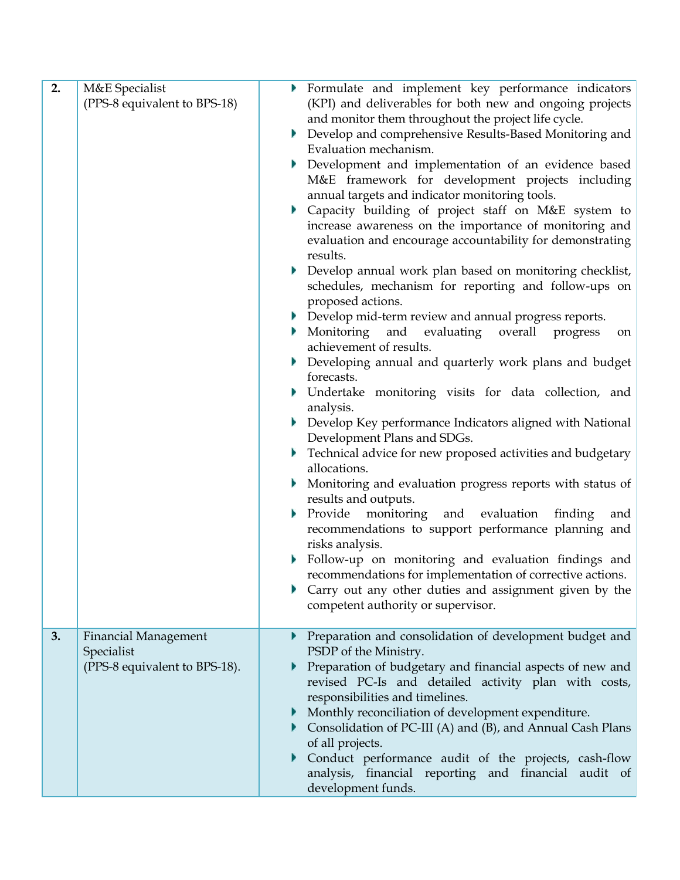| | | |
|---|---|---|
| **2.** | M&E Specialist<br>(PPS-8 equivalent to BPS-18) | ▸ Formulate and implement key performance indicators (KPI) and deliverables for both new and ongoing projects and monitor them throughout the project life cycle.<br>▸ Develop and comprehensive Results-Based Monitoring and Evaluation mechanism.<br>▸ Development and implementation of an evidence based M&E framework for development projects including annual targets and indicator monitoring tools.<br>▸ Capacity building of project staff on M&E system to increase awareness on the importance of monitoring and evaluation and encourage accountability for demonstrating results.<br>▸ Develop annual work plan based on monitoring checklist, schedules, mechanism for reporting and follow-ups on proposed actions.<br>▸ Develop mid-term review and annual progress reports.<br>▸ Monitoring and evaluating overall progress on achievement of results.<br>▸ Developing annual and quarterly work plans and budget forecasts.<br>▸ Undertake monitoring visits for data collection, and analysis.<br>▸ Develop Key performance Indicators aligned with National Development Plans and SDGs.<br>▸ Technical advice for new proposed activities and budgetary allocations.<br>▸ Monitoring and evaluation progress reports with status of results and outputs.<br>▸ Provide monitoring and evaluation finding and recommendations to support performance planning and risks analysis.<br>▸ Follow-up on monitoring and evaluation findings and recommendations for implementation of corrective actions.<br>▸ Carry out any other duties and assignment given by the competent authority or supervisor. |
| **3.** | Financial Management Specialist<br>(PPS-8 equivalent to BPS-18). | ▸ Preparation and consolidation of development budget and PSDP of the Ministry.<br>▸ Preparation of budgetary and financial aspects of new and revised PC-Is and detailed activity plan with costs, responsibilities and timelines.<br>▸ Monthly reconciliation of development expenditure.<br>▸ Consolidation of PC-III (A) and (B), and Annual Cash Plans of all projects.<br>▸ Conduct performance audit of the projects, cash-flow analysis, financial reporting and financial audit of development funds. |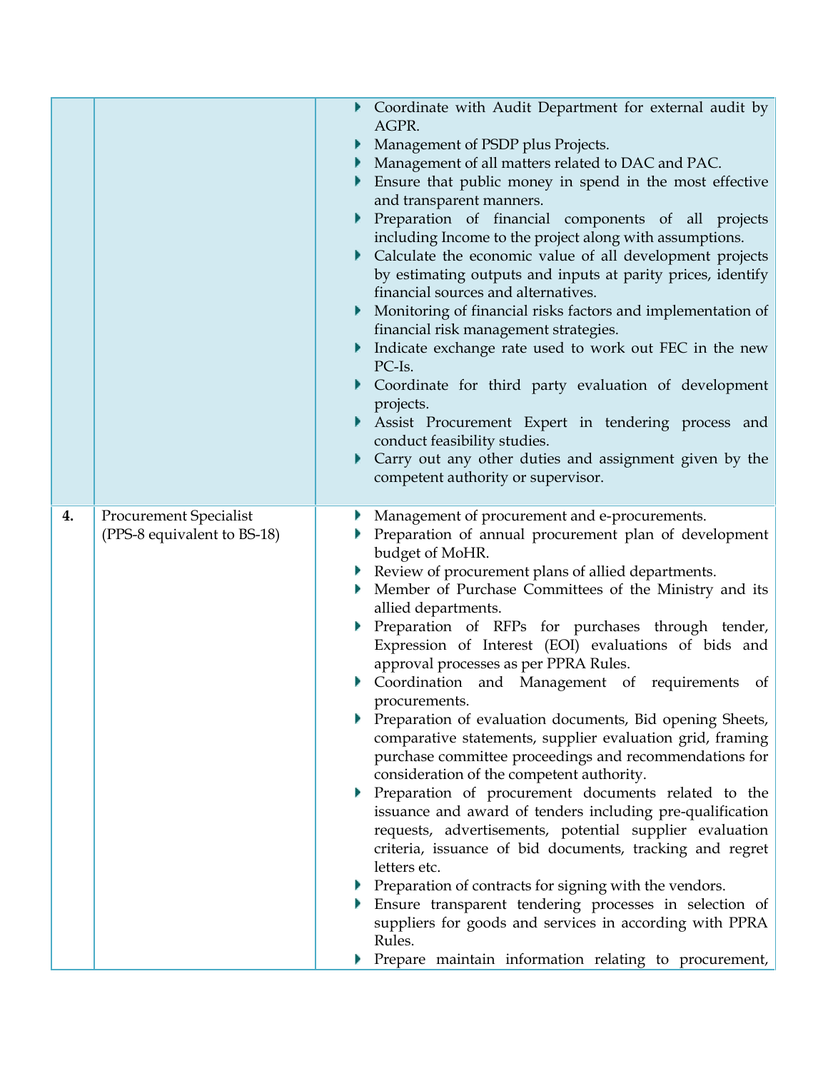| | | |
|---|---|---|
| | | ▸ Coordinate with Audit Department for external audit by AGPR.<br>▸ Management of PSDP plus Projects.<br>▸ Management of all matters related to DAC and PAC.<br>▸ Ensure that public money in spend in the most effective and transparent manners.<br>▸ Preparation of financial components of all projects including Income to the project along with assumptions.<br>▸ Calculate the economic value of all development projects by estimating outputs and inputs at parity prices, identify financial sources and alternatives.<br>▸ Monitoring of financial risks factors and implementation of financial risk management strategies.<br>▸ Indicate exchange rate used to work out FEC in the new PC-Is.<br>▸ Coordinate for third party evaluation of development projects.<br>▸ Assist Procurement Expert in tendering process and conduct feasibility studies.<br>▸ Carry out any other duties and assignment given by the competent authority or supervisor. |
| **4.** | Procurement Specialist (PPS-8 equivalent to BS-18) | ▸ Management of procurement and e-procurements.<br>▸ Preparation of annual procurement plan of development budget of MoHR.<br>▸ Review of procurement plans of allied departments.<br>▸ Member of Purchase Committees of the Ministry and its allied departments.<br>▸ Preparation of RFPs for purchases through tender, Expression of Interest (EOI) evaluations of bids and approval processes as per PPRA Rules.<br>▸ Coordination and Management of requirements of procurements.<br>▸ Preparation of evaluation documents, Bid opening Sheets, comparative statements, supplier evaluation grid, framing purchase committee proceedings and recommendations for consideration of the competent authority.<br>▸ Preparation of procurement documents related to the issuance and award of tenders including pre-qualification requests, advertisements, potential supplier evaluation criteria, issuance of bid documents, tracking and regret letters etc.<br>▸ Preparation of contracts for signing with the vendors.<br>▸ Ensure transparent tendering processes in selection of suppliers for goods and services in according with PPRA Rules.<br>▸ Prepare maintain information relating to procurement, |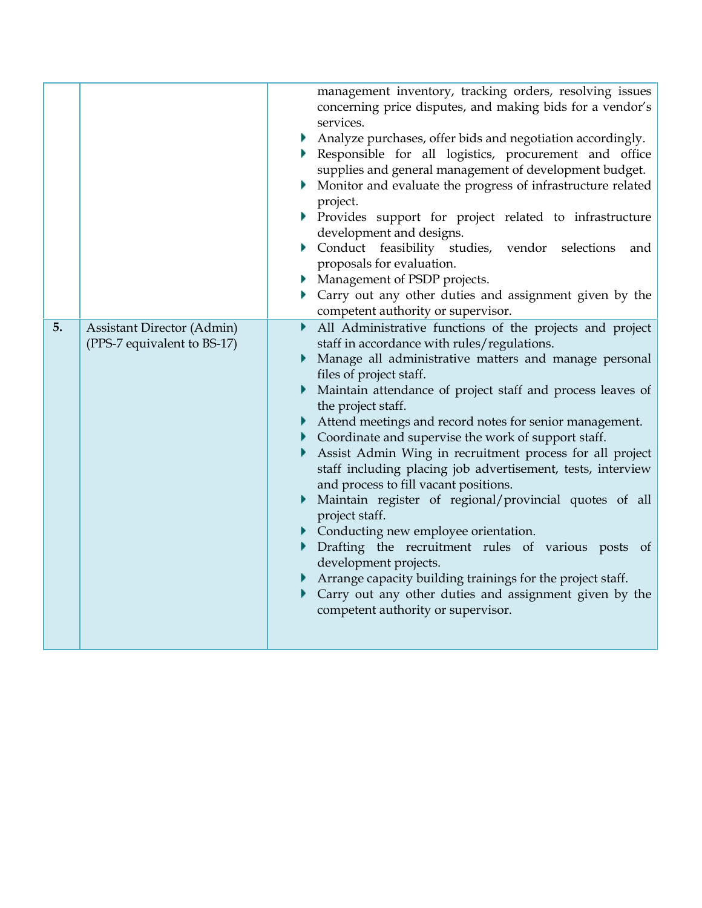| | | |
|---|---|---|
| | | management inventory, tracking orders, resolving issues concerning price disputes, and making bids for a vendor's services.<br>• Analyze purchases, offer bids and negotiation accordingly.<br>• Responsible for all logistics, procurement and office supplies and general management of development budget.<br>• Monitor and evaluate the progress of infrastructure related project.<br>• Provides support for project related to infrastructure development and designs.<br>• Conduct feasibility studies, vendor selections and proposals for evaluation.<br>• Management of PSDP projects.<br>• Carry out any other duties and assignment given by the competent authority or supervisor. |
| **5.** | Assistant Director (Admin) (PPS-7 equivalent to BS-17) | • All Administrative functions of the projects and project staff in accordance with rules/regulations.<br>• Manage all administrative matters and manage personal files of project staff.<br>• Maintain attendance of project staff and process leaves of the project staff.<br>• Attend meetings and record notes for senior management.<br>• Coordinate and supervise the work of support staff.<br>• Assist Admin Wing in recruitment process for all project staff including placing job advertisement, tests, interview and process to fill vacant positions.<br>• Maintain register of regional/provincial quotes of all project staff.<br>• Conducting new employee orientation.<br>• Drafting the recruitment rules of various posts of development projects.<br>• Arrange capacity building trainings for the project staff.<br>• Carry out any other duties and assignment given by the competent authority or supervisor. |